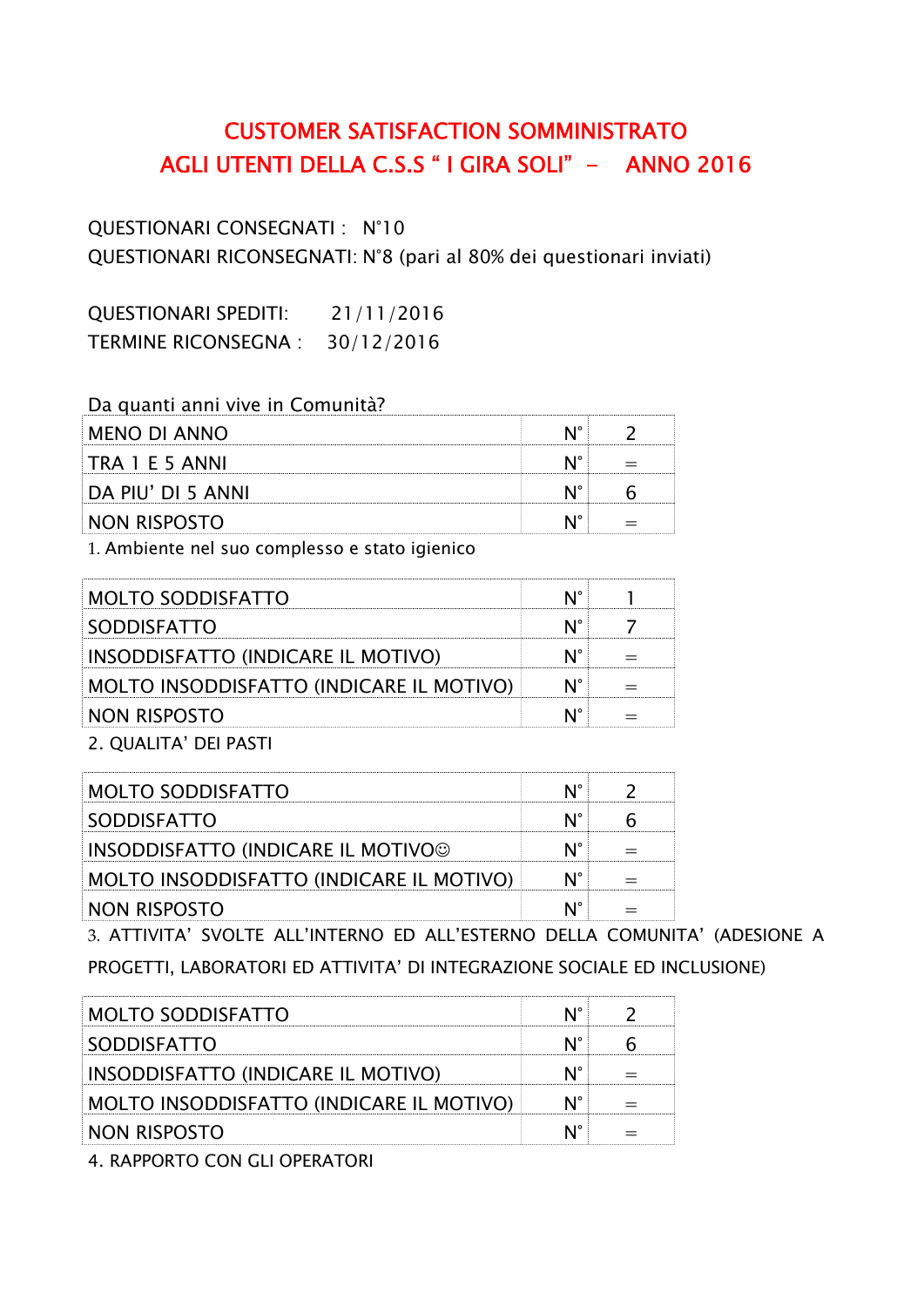# CUSTOMER SATISFACTION SOMMINISTRATO AGLI UTENTI DELLA C.S.S " I GIRA SOLI" - ANNO 2016

QUESTIONARI CONSEGNATI : N°10
QUESTIONARI RICONSEGNATI: N°8 (pari al 80% dei questionari inviati)

QUESTIONARI SPEDITI: 21/11/2016
TERMINE RICONSEGNA : 30/12/2016

Da quanti anni vive in Comunità?

| | | |
|---|---|---|
| MENO DI ANNO | N° | 2 |
| TRA 1 E 5 ANNI | N° | = |
| DA PIU' DI 5 ANNI | N° | 6 |
| NON RISPOSTO | N° | = |

1. Ambiente nel suo complesso e stato igienico

| | | |
|---|---|---|
| MOLTO SODDISFATTO | N° | 1 |
| SODDISFATTO | N° | 7 |
| INSODDISFATTO (INDICARE IL MOTIVO) | N° | = |
| MOLTO INSODDISFATTO (INDICARE IL MOTIVO) | N° | = |
| NON RISPOSTO | N° | = |

2. QUALITA' DEI PASTI

| | | |
|---|---|---|
| MOLTO SODDISFATTO | N° | 2 |
| SODDISFATTO | N° | 6 |
| INSODDISFATTO (INDICARE IL MOTIVO☺ | N° | = |
| MOLTO INSODDISFATTO (INDICARE IL MOTIVO) | N° | = |
| NON RISPOSTO | N° | = |

3. ATTIVITA' SVOLTE ALL'INTERNO ED ALL'ESTERNO DELLA COMUNITA' (ADESIONE A PROGETTI, LABORATORI ED ATTIVITA' DI INTEGRAZIONE SOCIALE ED INCLUSIONE)

| | | |
|---|---|---|
| MOLTO SODDISFATTO | N° | 2 |
| SODDISFATTO | N° | 6 |
| INSODDISFATTO (INDICARE IL MOTIVO) | N° | = |
| MOLTO INSODDISFATTO (INDICARE IL MOTIVO) | N° | = |
| NON RISPOSTO | N° | = |

4. RAPPORTO CON GLI OPERATORI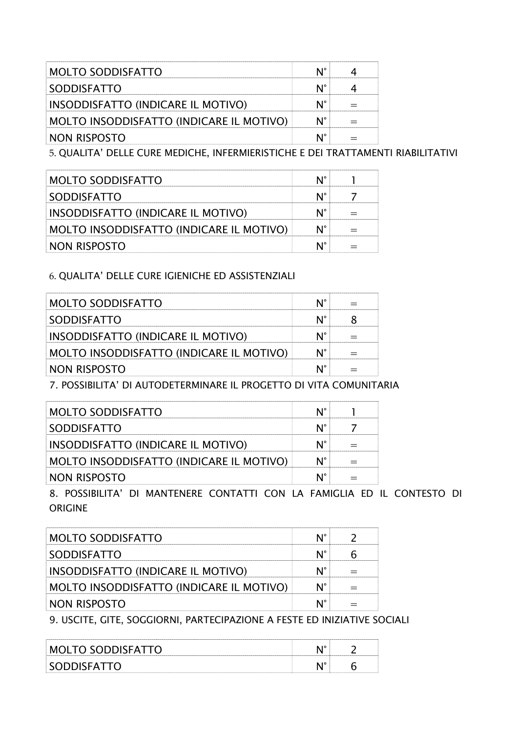| MOLTO SODDISFATTO | N° | 4 |
|---|---|---|
| SODDISFATTO | N° | 4 |
| INSODDISFATTO (INDICARE IL MOTIVO) | N° | = |
| MOLTO INSODDISFATTO (INDICARE IL MOTIVO) | N° | = |
| NON RISPOSTO | N° | = |

5. QUALITA' DELLE CURE MEDICHE, INFERMIERISTICHE E DEI TRATTAMENTI RIABILITATIVI

| MOLTO SODDISFATTO | N° | 1 |
|---|---|---|
| SODDISFATTO | N° | 7 |
| INSODDISFATTO (INDICARE IL MOTIVO) | N° | = |
| MOLTO INSODDISFATTO (INDICARE IL MOTIVO) | N° | = |
| NON RISPOSTO | N° | = |

6. QUALITA' DELLE CURE IGIENICHE ED ASSISTENZIALI

| MOLTO SODDISFATTO | N° | = |
|---|---|---|
| SODDISFATTO | N° | 8 |
| INSODDISFATTO (INDICARE IL MOTIVO) | N° | = |
| MOLTO INSODDISFATTO (INDICARE IL MOTIVO) | N° | = |
| NON RISPOSTO | N° | = |

7. POSSIBILITA' DI AUTODETERMINARE IL PROGETTO DI VITA COMUNITARIA

| MOLTO SODDISFATTO | N° | 1 |
|---|---|---|
| SODDISFATTO | N° | 7 |
| INSODDISFATTO (INDICARE IL MOTIVO) | N° | = |
| MOLTO INSODDISFATTO (INDICARE IL MOTIVO) | N° | = |
| NON RISPOSTO | N° | = |

8. POSSIBILITA' DI MANTENERE CONTATTI CON LA FAMIGLIA ED IL CONTESTO DI ORIGINE

| MOLTO SODDISFATTO | N° | 2 |
|---|---|---|
| SODDISFATTO | N° | 6 |
| INSODDISFATTO (INDICARE IL MOTIVO) | N° | = |
| MOLTO INSODDISFATTO (INDICARE IL MOTIVO) | N° | = |
| NON RISPOSTO | N° | = |

9. USCITE, GITE, SOGGIORNI, PARTECIPAZIONE A FESTE ED INIZIATIVE SOCIALI

| MOLTO SODDISFATTO | N° | 2 |
|---|---|---|
| SODDISFATTO | N° | 6 |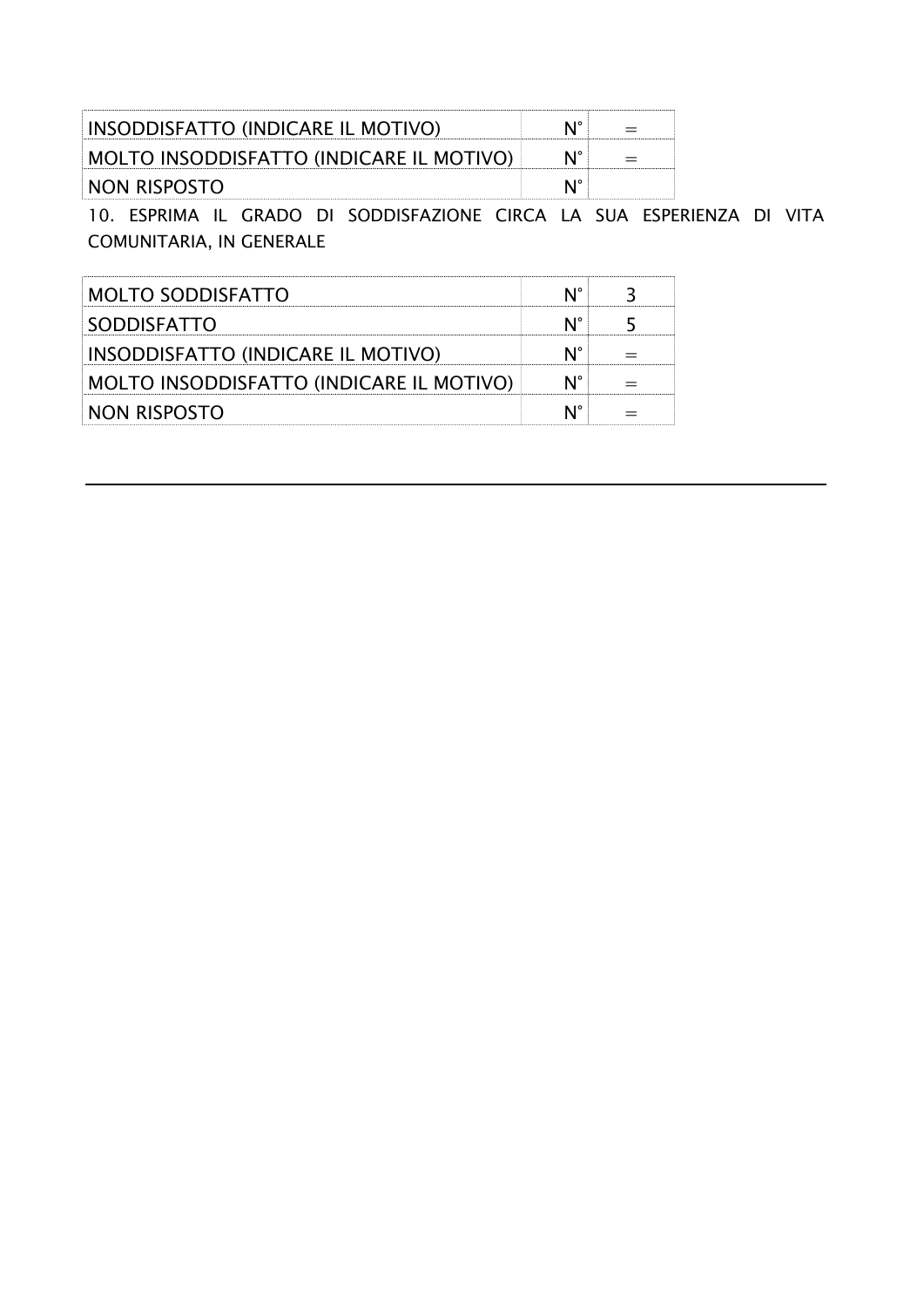| | | |
|---|---|---|
| INSODDISFATTO (INDICARE IL MOTIVO) | N° | = |
| MOLTO INSODDISFATTO (INDICARE IL MOTIVO) | N° | = |
| NON RISPOSTO | N° | |

10. ESPRIMA IL GRADO DI SODDISFAZIONE CIRCA LA SUA ESPERIENZA DI VITA COMUNITARIA, IN GENERALE

| | | |
|---|---|---|
| MOLTO SODDISFATTO | N° | 3 |
| SODDISFATTO | N° | 5 |
| INSODDISFATTO (INDICARE IL MOTIVO) | N° | = |
| MOLTO INSODDISFATTO (INDICARE IL MOTIVO) | N° | = |
| NON RISPOSTO | N° | = |

---